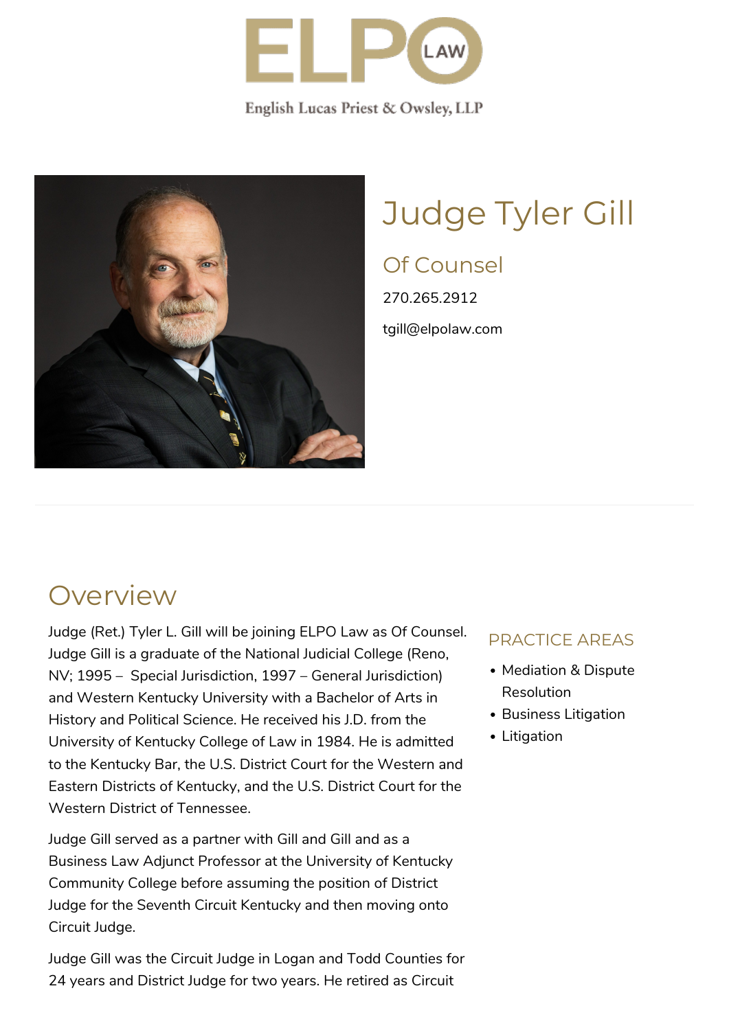ELPO LAW

English Lucas Priest & Owsley, LLP

# Judge Tyler Gill

## Of Counsel

270.265.2912

tgill@elpolaw.com

## Overview

Judge (Ret.) Tyler L. Gill will be joining ELPO Law as Of Counsel. Judge Gill is a graduate of the National Judicial College (Reno, NV; 1995 – Special Jurisdiction, 1997 – General Jurisdiction) and Western Kentucky University with a Bachelor of Arts in History and Political Science. He received his J.D. from the University of Kentucky College of Law in 1984. He is admitted to the Kentucky Bar, the U.S. District Court for the Western and Eastern Districts of Kentucky, and the U.S. District Court for the Western District of Tennessee.

Judge Gill served as a partner with Gill and Gill and as a Business Law Adjunct Professor at the University of Kentucky Community College before assuming the position of District Judge for the Seventh Circuit Kentucky and then moving onto Circuit Judge.

Judge Gill was the Circuit Judge in Logan and Todd Counties for 24 years and District Judge for two years. He retired as Circuit

### PRACTICE AREAS

- Mediation & Dispute Resolution
- Business Litigation
- Litigation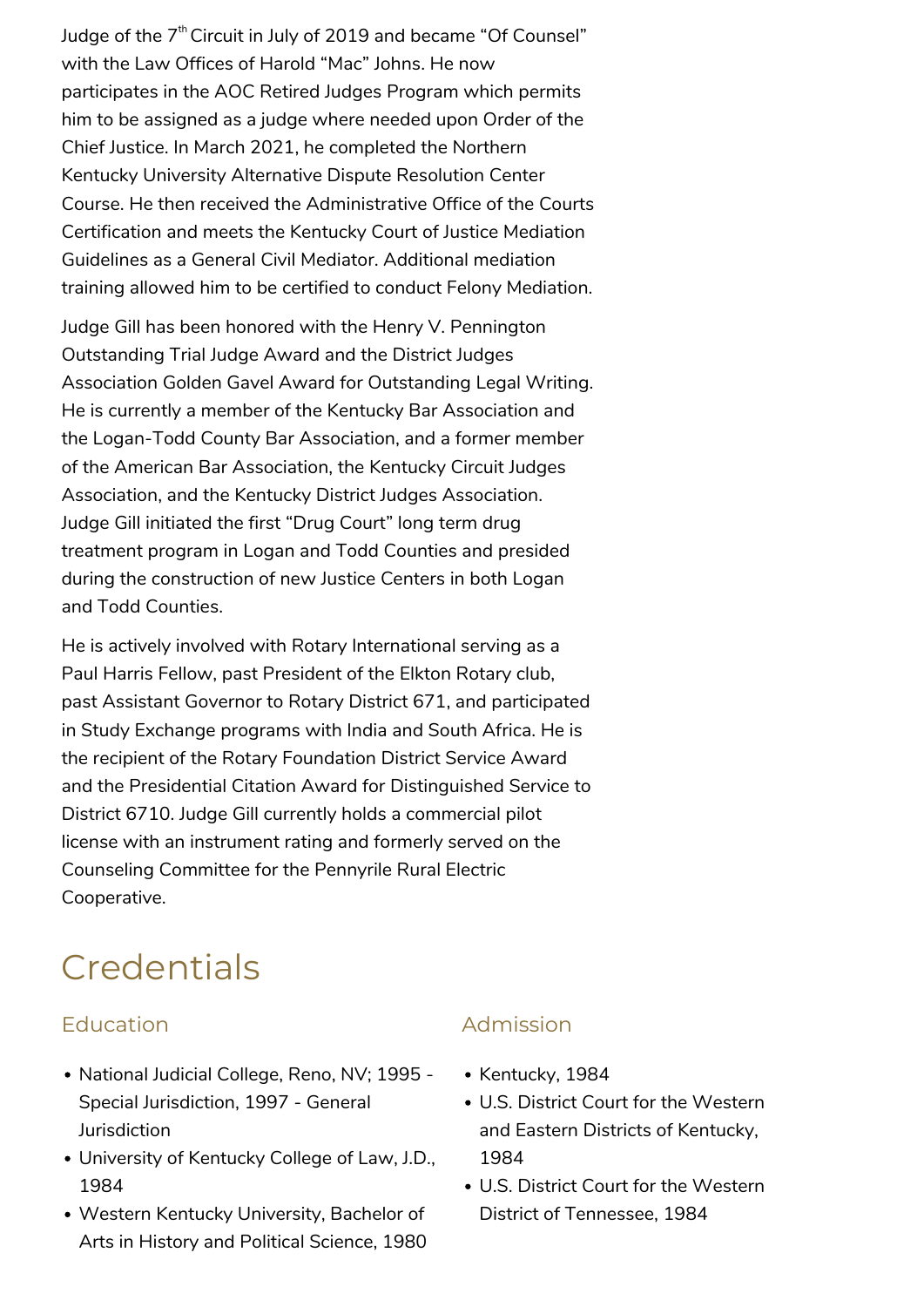Judge of the 7th Circuit in July of 2019 and became "Of Counsel" with the Law Offices of Harold "Mac" Johns. He now participates in the AOC Retired Judges Program which permits him to be assigned as a judge where needed upon Order of the Chief Justice. In March 2021, he completed the Northern Kentucky University Alternative Dispute Resolution Center Course. He then received the Administrative Office of the Courts Certification and meets the Kentucky Court of Justice Mediation Guidelines as a General Civil Mediator. Additional mediation training allowed him to be certified to conduct Felony Mediation.

Judge Gill has been honored with the Henry V. Pennington Outstanding Trial Judge Award and the District Judges Association Golden Gavel Award for Outstanding Legal Writing. He is currently a member of the Kentucky Bar Association and the Logan-Todd County Bar Association, and a former member of the American Bar Association, the Kentucky Circuit Judges Association, and the Kentucky District Judges Association. Judge Gill initiated the first "Drug Court" long term drug treatment program in Logan and Todd Counties and presided during the construction of new Justice Centers in both Logan and Todd Counties.

He is actively involved with Rotary International serving as a Paul Harris Fellow, past President of the Elkton Rotary club, past Assistant Governor to Rotary District 671, and participated in Study Exchange programs with India and South Africa. He is the recipient of the Rotary Foundation District Service Award and the Presidential Citation Award for Distinguished Service to District 6710. Judge Gill currently holds a commercial pilot license with an instrument rating and formerly served on the Counseling Committee for the Pennyrile Rural Electric Cooperative.

# Credentials

## Education

- National Judicial College, Reno, NV; 1995 - Special Jurisdiction, 1997 - General Jurisdiction
- University of Kentucky College of Law, J.D., 1984
- Western Kentucky University, Bachelor of Arts in History and Political Science, 1980

## Admission

- Kentucky, 1984
- U.S. District Court for the Western and Eastern Districts of Kentucky, 1984
- U.S. District Court for the Western District of Tennessee, 1984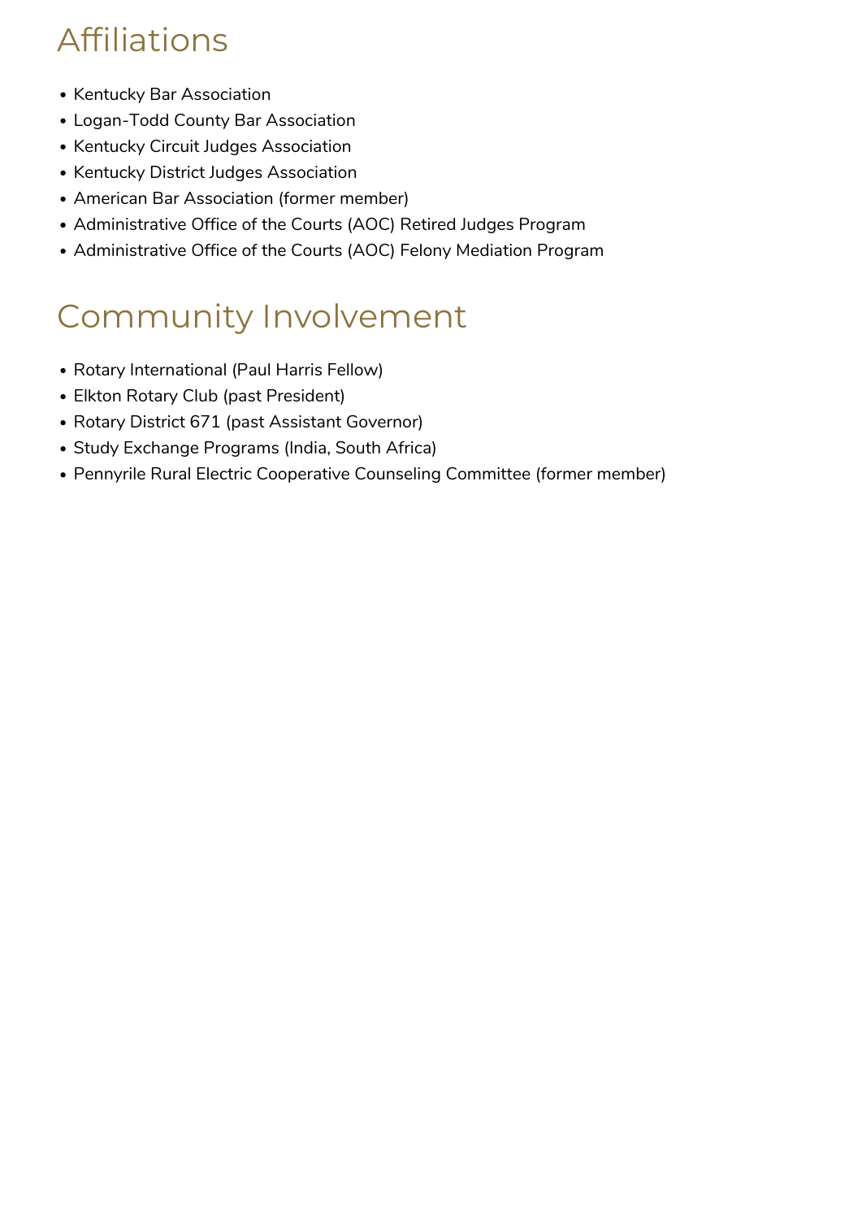## Affiliations

- Kentucky Bar Association
- Logan-Todd County Bar Association
- Kentucky Circuit Judges Association
- Kentucky District Judges Association
- American Bar Association (former member)
- Administrative Office of the Courts (AOC) Retired Judges Program
- Administrative Office of the Courts (AOC) Felony Mediation Program

## Community Involvement

- Rotary International (Paul Harris Fellow)
- Elkton Rotary Club (past President)
- Rotary District 671 (past Assistant Governor)
- Study Exchange Programs (India, South Africa)
- Pennyrile Rural Electric Cooperative Counseling Committee (former member)